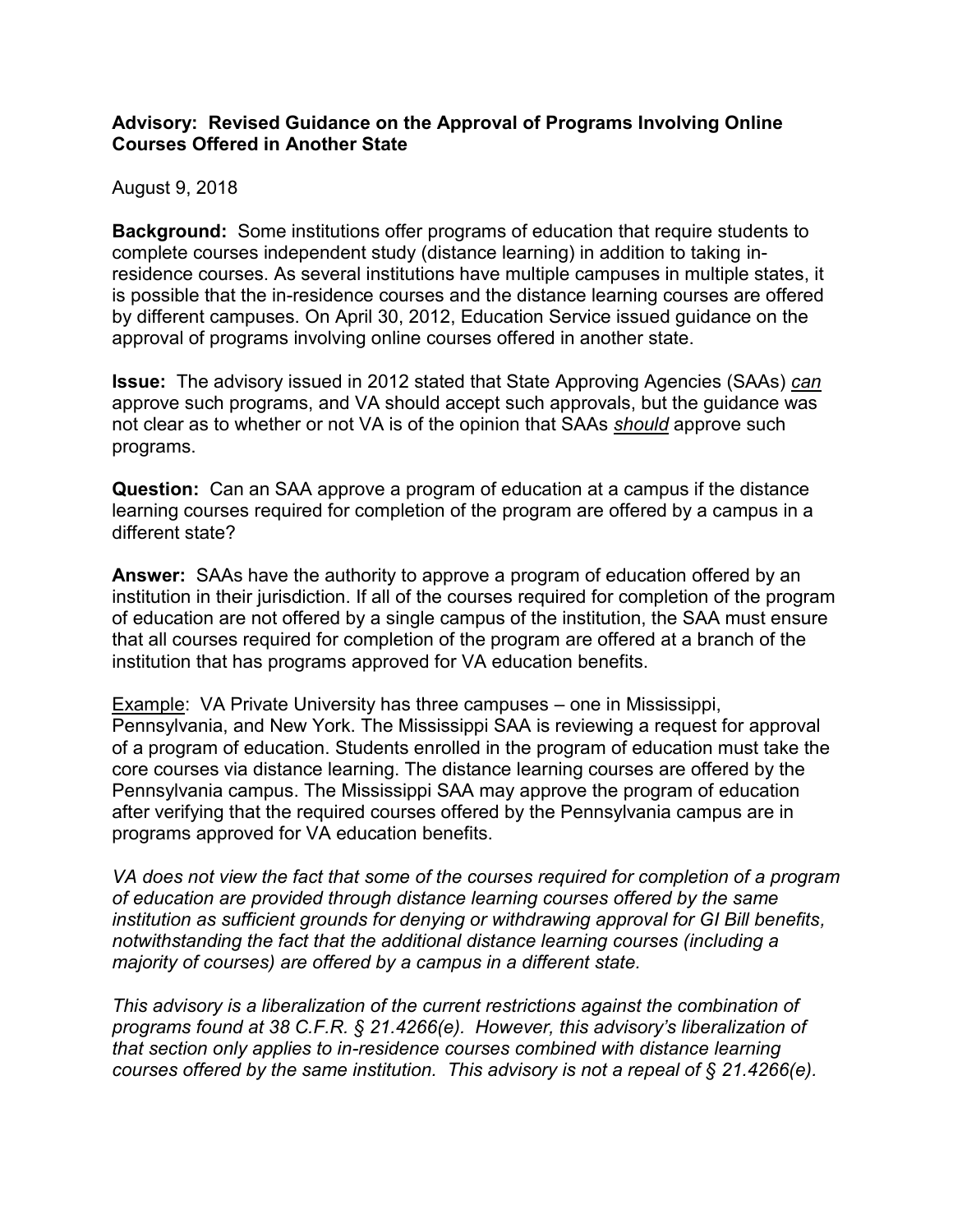**Advisory: Revised Guidance on the Approval of Programs Involving Online Courses Offered in Another State**

August 9, 2018

**Background:** Some institutions offer programs of education that require students to complete courses independent study (distance learning) in addition to taking in-residence courses. As several institutions have multiple campuses in multiple states, it is possible that the in-residence courses and the distance learning courses are offered by different campuses. On April 30, 2012, Education Service issued guidance on the approval of programs involving online courses offered in another state.

**Issue:** The advisory issued in 2012 stated that State Approving Agencies (SAAs) *can* approve such programs, and VA should accept such approvals, but the guidance was not clear as to whether or not VA is of the opinion that SAAs *should* approve such programs.

**Question:** Can an SAA approve a program of education at a campus if the distance learning courses required for completion of the program are offered by a campus in a different state?

**Answer:** SAAs have the authority to approve a program of education offered by an institution in their jurisdiction. If all of the courses required for completion of the program of education are not offered by a single campus of the institution, the SAA must ensure that all courses required for completion of the program are offered at a branch of the institution that has programs approved for VA education benefits.

Example: VA Private University has three campuses – one in Mississippi, Pennsylvania, and New York. The Mississippi SAA is reviewing a request for approval of a program of education. Students enrolled in the program of education must take the core courses via distance learning. The distance learning courses are offered by the Pennsylvania campus. The Mississippi SAA may approve the program of education after verifying that the required courses offered by the Pennsylvania campus are in programs approved for VA education benefits.

*VA does not view the fact that some of the courses required for completion of a program of education are provided through distance learning courses offered by the same institution as sufficient grounds for denying or withdrawing approval for GI Bill benefits, notwithstanding the fact that the additional distance learning courses (including a majority of courses) are offered by a campus in a different state.*

*This advisory is a liberalization of the current restrictions against the combination of programs found at 38 C.F.R. § 21.4266(e). However, this advisory's liberalization of that section only applies to in-residence courses combined with distance learning courses offered by the same institution. This advisory is not a repeal of § 21.4266(e).*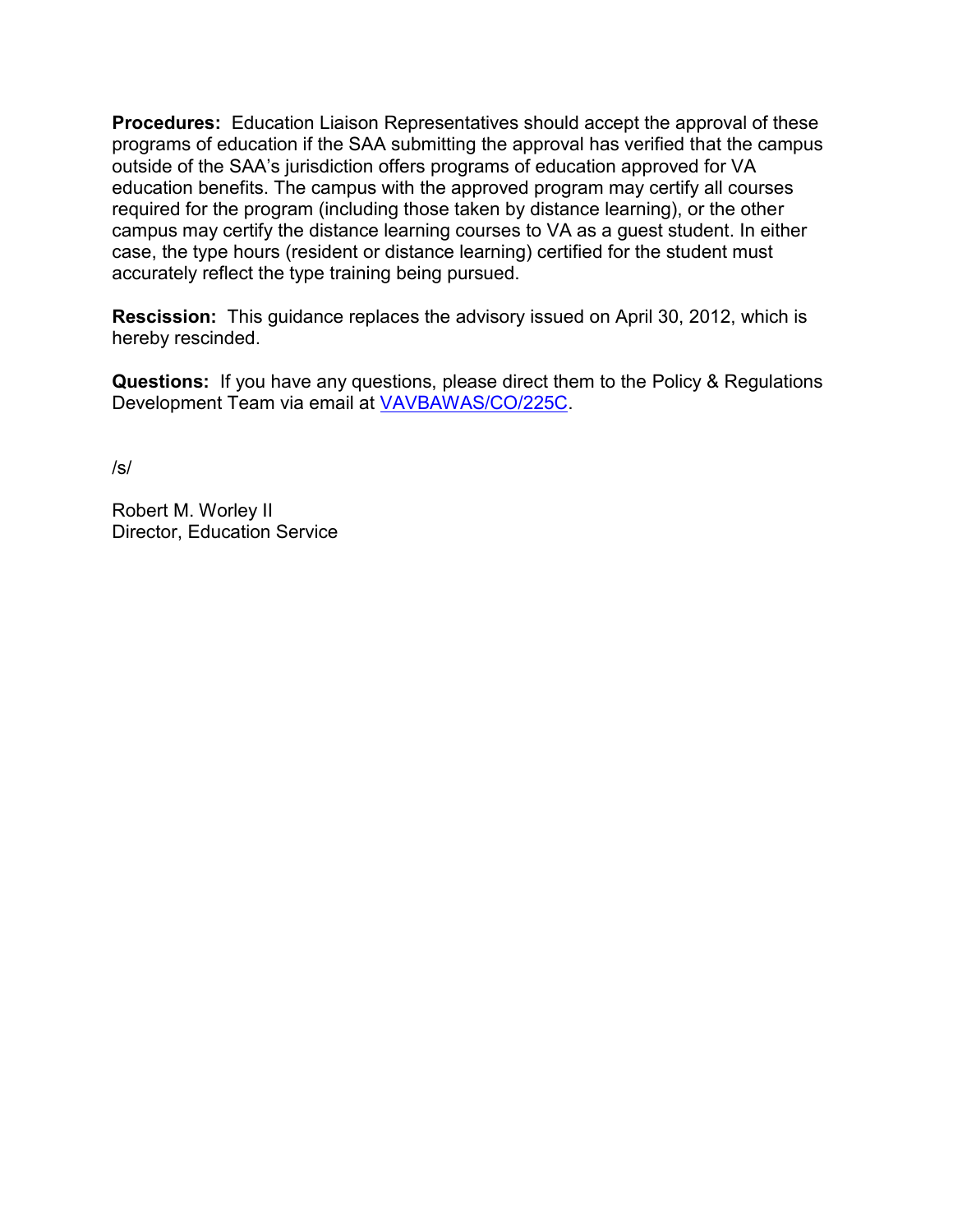**Procedures:** Education Liaison Representatives should accept the approval of these programs of education if the SAA submitting the approval has verified that the campus outside of the SAA's jurisdiction offers programs of education approved for VA education benefits. The campus with the approved program may certify all courses required for the program (including those taken by distance learning), or the other campus may certify the distance learning courses to VA as a guest student. In either case, the type hours (resident or distance learning) certified for the student must accurately reflect the type training being pursued.

**Rescission:** This guidance replaces the advisory issued on April 30, 2012, which is hereby rescinded.

**Questions:** If you have any questions, please direct them to the Policy & Regulations Development Team via email at VAVBAWAS/CO/225C.

/s/

Robert M. Worley II
Director, Education Service